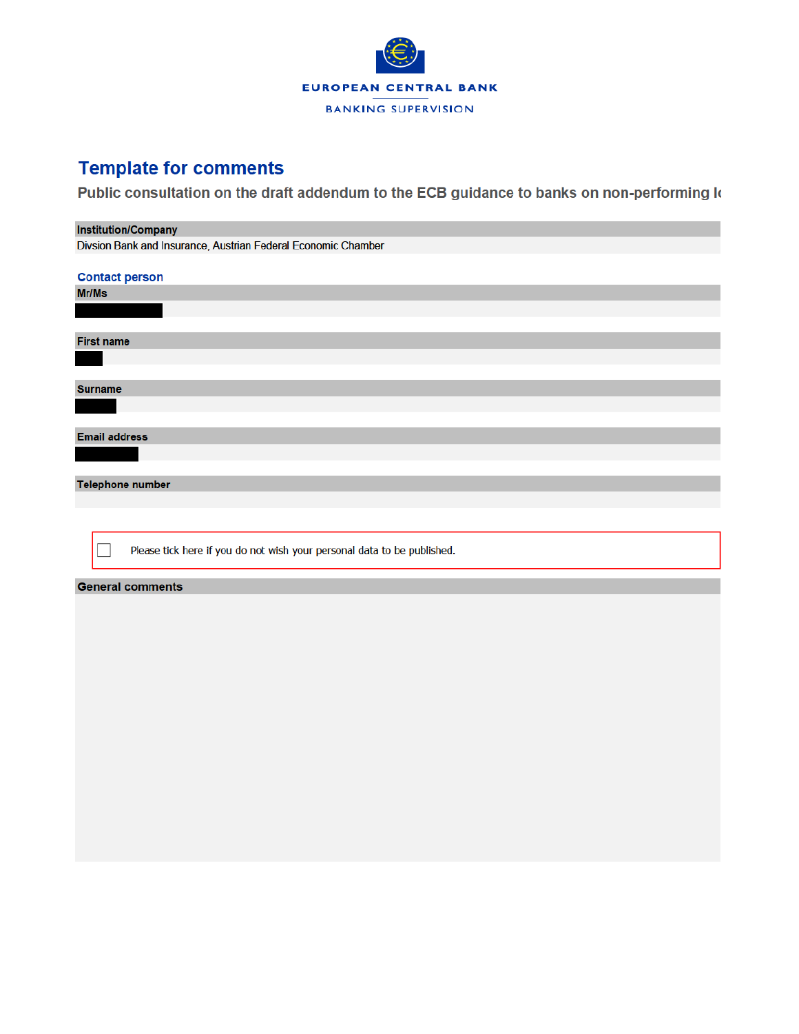EUROPEAN CENTRAL BANK

BANKING SUPERVISION

# Template for comments

## Public consultation on the draft addendum to the ECB guidance to banks on non-performing lo

**Institution/Company**

Divsion Bank and Insurance, Austrian Federal Economic Chamber

### Contact person

**Mr/Ms**

**First name**

**Surname**

**Email address**

**Telephone number**

☐ Please tick here if you do not wish your personal data to be published.

**General comments**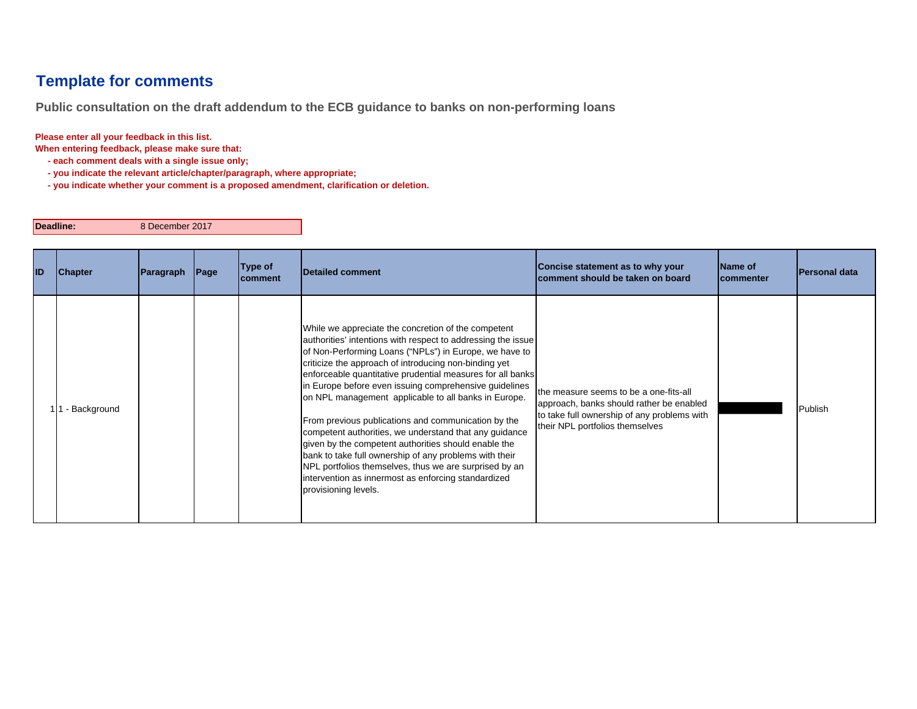# Template for comments

## Public consultation on the draft addendum to the ECB guidance to banks on non-performing loans

**Please enter all your feedback in this list.**
**When entering feedback, please make sure that:**

- **each comment deals with a single issue only;**
- **you indicate the relevant article/chapter/paragraph, where appropriate;**
- **you indicate whether your comment is a proposed amendment, clarification or deletion.**

| **Deadline:** | 8 December 2017 |
|---|---|

| ID | Chapter | Paragraph | Page | Type of comment | Detailed comment | Concise statement as to why your comment should be taken on board | Name of commenter | Personal data |
|---|---|---|---|---|---|---|---|---|
| 1 | 1 - Background | | | | While we appreciate the concretion of the competent authorities' intentions with respect to addressing the issue of Non-Performing Loans ("NPLs") in Europe, we have to criticize the approach of introducing non-binding yet enforceable quantitative prudential measures for all banks in Europe before even issuing comprehensive guidelines on NPL management applicable to all banks in Europe.<br><br>From previous publications and communication by the competent authorities, we understand that any guidance given by the competent authorities should enable the bank to take full ownership of any problems with their NPL portfolios themselves, thus we are surprised by an intervention as innermost as enforcing standardized provisioning levels. | the measure seems to be a one-fits-all approach, banks should rather be enabled to take full ownership of any problems with their NPL portfolios themselves | | Publish |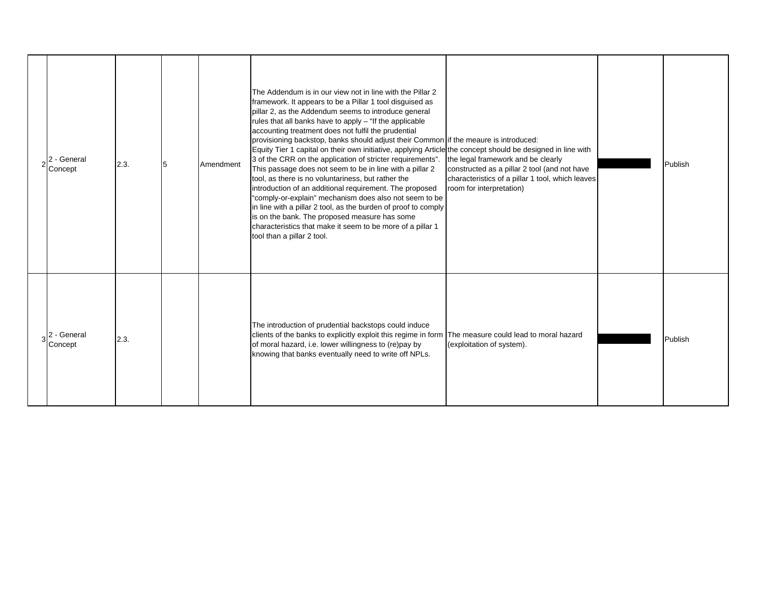| | | | | | | | | |
|---|---|---|---|---|---|---|---|---|
| 2 | 2 - General Concept | 2.3. | 5 | Amendment | The Addendum is in our view not in line with the Pillar 2 framework. It appears to be a Pillar 1 tool disguised as pillar 2, as the Addendum seems to introduce general rules that all banks have to apply – "If the applicable accounting treatment does not fulfil the prudential provisioning backstop, banks should adjust their Common Equity Tier 1 capital on their own initiative, applying Article 3 of the CRR on the application of stricter requirements". This passage does not seem to be in line with a pillar 2 tool, as there is no voluntariness, but rather the introduction of an additional requirement. The proposed "comply-or-explain" mechanism does also not seem to be in line with a pillar 2 tool, as the burden of proof to comply is on the bank. The proposed measure has some characteristics that make it seem to be more of a pillar 1 tool than a pillar 2 tool. | if the meaure is introduced: the concept should be designed in line with the legal framework and be clearly constructed as a pillar 2 tool (and not have characteristics of a pillar 1 tool, which leaves room for interpretation) | ██████ | Publish |
| 3 | 2 - General Concept | 2.3. | | | The introduction of prudential backstops could induce clients of the banks to explicitly exploit this regime in form of moral hazard, i.e. lower willingness to (re)pay by knowing that banks eventually need to write off NPLs. | The measure could lead to moral hazard (exploitation of system). | ██████ | Publish |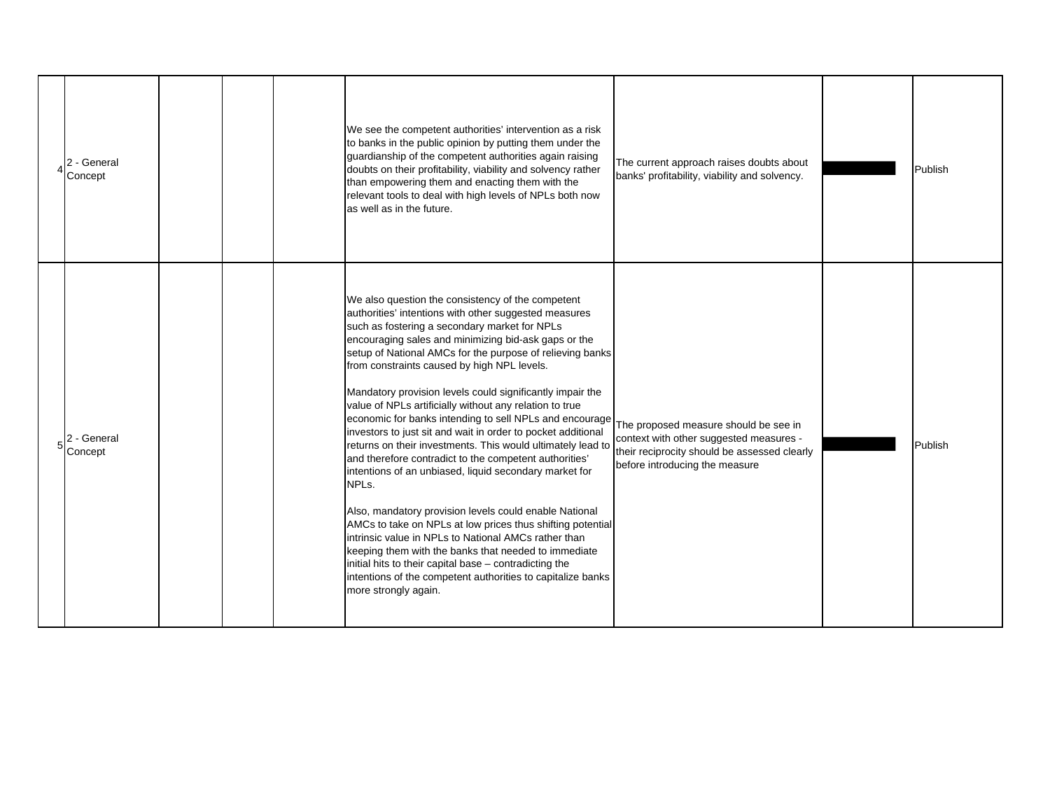| | | | | | | | | |
|---|---|---|---|---|---|---|---|---|
| 4 | 2 - General Concept | | | | We see the competent authorities' intervention as a risk to banks in the public opinion by putting them under the guardianship of the competent authorities again raising doubts on their profitability, viability and solvency rather than empowering them and enacting them with the relevant tools to deal with high levels of NPLs both now as well as in the future. | The current approach raises doubts about banks' profitability, viability and solvency. | | Publish |
| 5 | 2 - General Concept | | | | We also question the consistency of the competent authorities' intentions with other suggested measures such as fostering a secondary market for NPLs encouraging sales and minimizing bid-ask gaps or the setup of National AMCs for the purpose of relieving banks from constraints caused by high NPL levels.<br><br>Mandatory provision levels could significantly impair the value of NPLs artificially without any relation to true economic for banks intending to sell NPLs and encourage investors to just sit and wait in order to pocket additional returns on their investments. This would ultimately lead to and therefore contradict to the competent authorities' intentions of an unbiased, liquid secondary market for NPLs.<br><br>Also, mandatory provision levels could enable National AMCs to take on NPLs at low prices thus shifting potential intrinsic value in NPLs to National AMCs rather than keeping them with the banks that needed to immediate initial hits to their capital base – contradicting the intentions of the competent authorities to capitalize banks more strongly again. | The proposed measure should be see in context with other suggested measures - their reciprocity should be assessed clearly before introducing the measure | | Publish |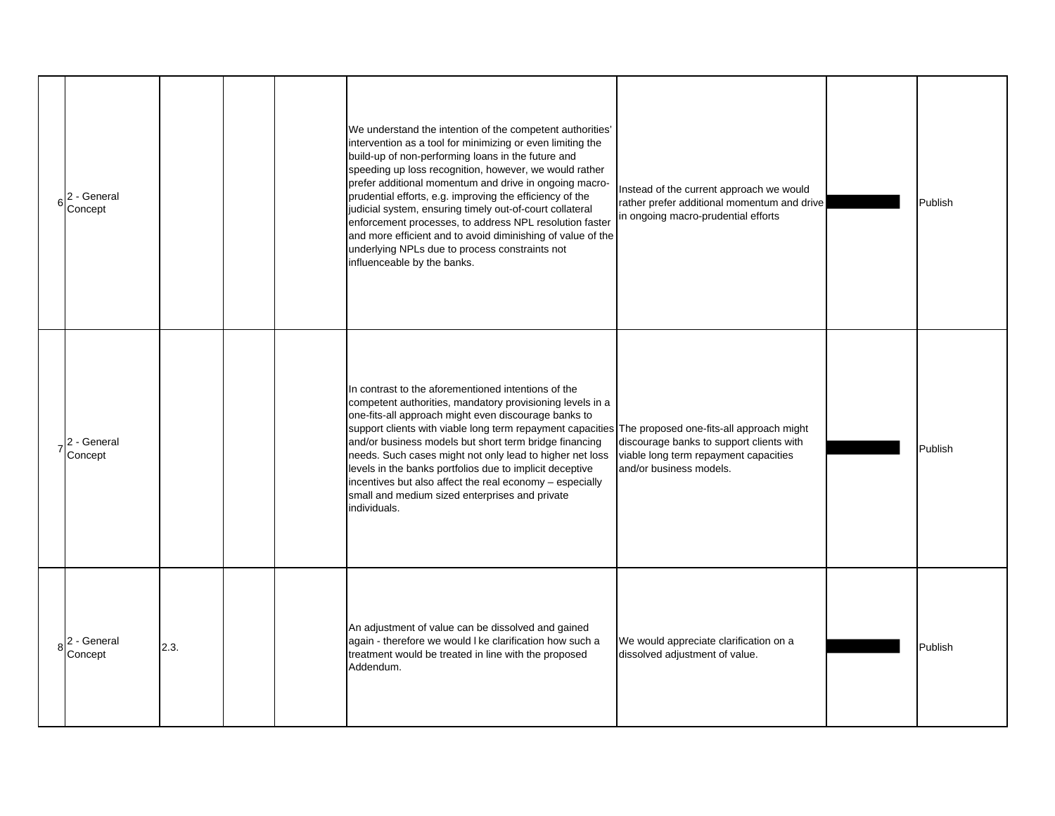| | | | | | | | | |
|---|---|---|---|---|---|---|---|---|
| 6 | 2 - General Concept | | | | We understand the intention of the competent authorities' intervention as a tool for minimizing or even limiting the build-up of non-performing loans in the future and speeding up loss recognition, however, we would rather prefer additional momentum and drive in ongoing macro-prudential efforts, e.g. improving the efficiency of the judicial system, ensuring timely out-of-court collateral enforcement processes, to address NPL resolution faster and more efficient and to avoid diminishing of value of the underlying NPLs due to process constraints not influenceable by the banks. | Instead of the current approach we would rather prefer additional momentum and drive in ongoing macro-prudential efforts | | Publish |
| 7 | 2 - General Concept | | | | In contrast to the aforementioned intentions of the competent authorities, mandatory provisioning levels in a one-fits-all approach might even discourage banks to support clients with viable long term repayment capacities and/or business models but short term bridge financing needs. Such cases might not only lead to higher net loss levels in the banks portfolios due to implicit deceptive incentives but also affect the real economy – especially small and medium sized enterprises and private individuals. | The proposed one-fits-all approach might discourage banks to support clients with viable long term repayment capacities and/or business models. | | Publish |
| 8 | 2 - General Concept | 2.3. | | | An adjustment of value can be dissolved and gained again - therefore we would l ke clarification how such a treatment would be treated in line with the proposed Addendum. | We would appreciate clarification on a dissolved adjustment of value. | | Publish |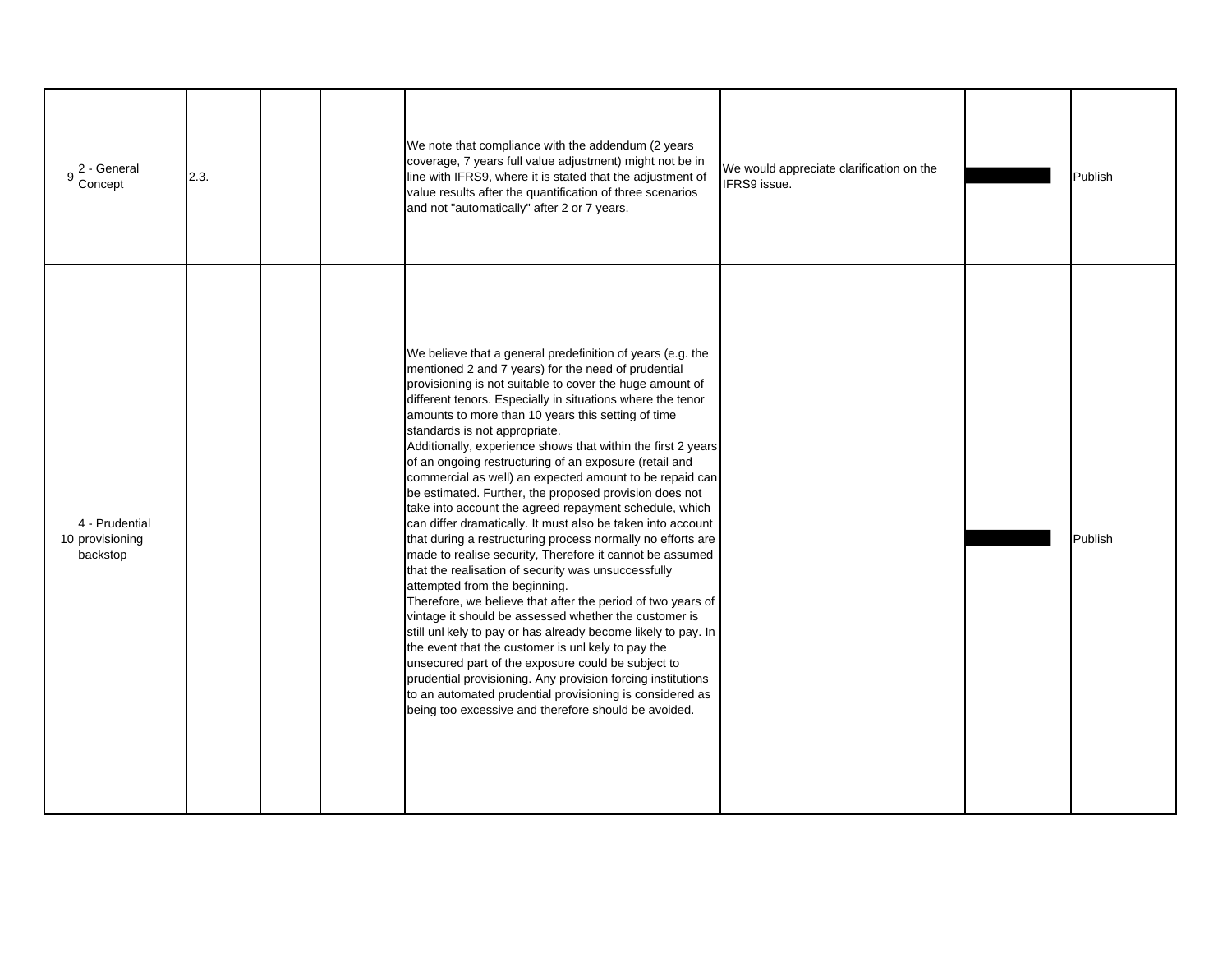| | | | | | | | | |
|---|---|---|---|---|---|---|---|---|
| 9 | 2 - General Concept | 2.3. | | | We note that compliance with the addendum (2 years coverage, 7 years full value adjustment) might not be in line with IFRS9, where it is stated that the adjustment of value results after the quantification of three scenarios and not "automatically" after 2 or 7 years. | We would appreciate clarification on the IFRS9 issue. | | Publish |
| 10 | 4 - Prudential provisioning backstop | | | | We believe that a general predefinition of years (e.g. the mentioned 2 and 7 years) for the need of prudential provisioning is not suitable to cover the huge amount of different tenors. Especially in situations where the tenor amounts to more than 10 years this setting of time standards is not appropriate.<br>Additionally, experience shows that within the first 2 years of an ongoing restructuring of an exposure (retail and commercial as well) an expected amount to be repaid can be estimated. Further, the proposed provision does not take into account the agreed repayment schedule, which can differ dramatically. It must also be taken into account that during a restructuring process normally no efforts are made to realise security, Therefore it cannot be assumed that the realisation of security was unsuccessfully attempted from the beginning.<br>Therefore, we believe that after the period of two years of vintage it should be assessed whether the customer is still unl kely to pay or has already become likely to pay. In the event that the customer is unl kely to pay the unsecured part of the exposure could be subject to prudential provisioning. Any provision forcing institutions to an automated prudential provisioning is considered as being too excessive and therefore should be avoided. | | | Publish |